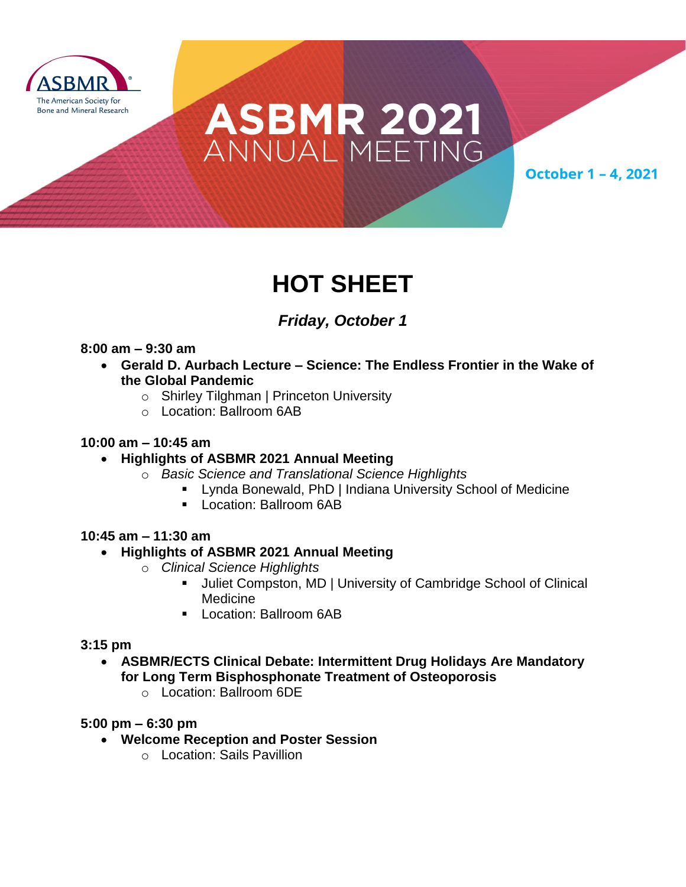ASBMR
The American Society for Bone and Mineral Research

# ASBMR 2021 ANNUAL MEETING

October 1 – 4, 2021

# HOT SHEET

## *Friday, October 1*

**8:00 am – 9:30 am**

- **Gerald D. Aurbach Lecture – Science: The Endless Frontier in the Wake of the Global Pandemic**
  - Shirley Tilghman | Princeton University
  - Location: Ballroom 6AB

**10:00 am – 10:45 am**

- **Highlights of ASBMR 2021 Annual Meeting**
  - *Basic Science and Translational Science Highlights*
    - Lynda Bonewald, PhD | Indiana University School of Medicine
    - Location: Ballroom 6AB

**10:45 am – 11:30 am**

- **Highlights of ASBMR 2021 Annual Meeting**
  - *Clinical Science Highlights*
    - Juliet Compston, MD | University of Cambridge School of Clinical Medicine
    - Location: Ballroom 6AB

**3:15 pm**

- **ASBMR/ECTS Clinical Debate: Intermittent Drug Holidays Are Mandatory for Long Term Bisphosphonate Treatment of Osteoporosis**
  - Location: Ballroom 6DE

**5:00 pm – 6:30 pm**

- **Welcome Reception and Poster Session**
  - Location: Sails Pavillion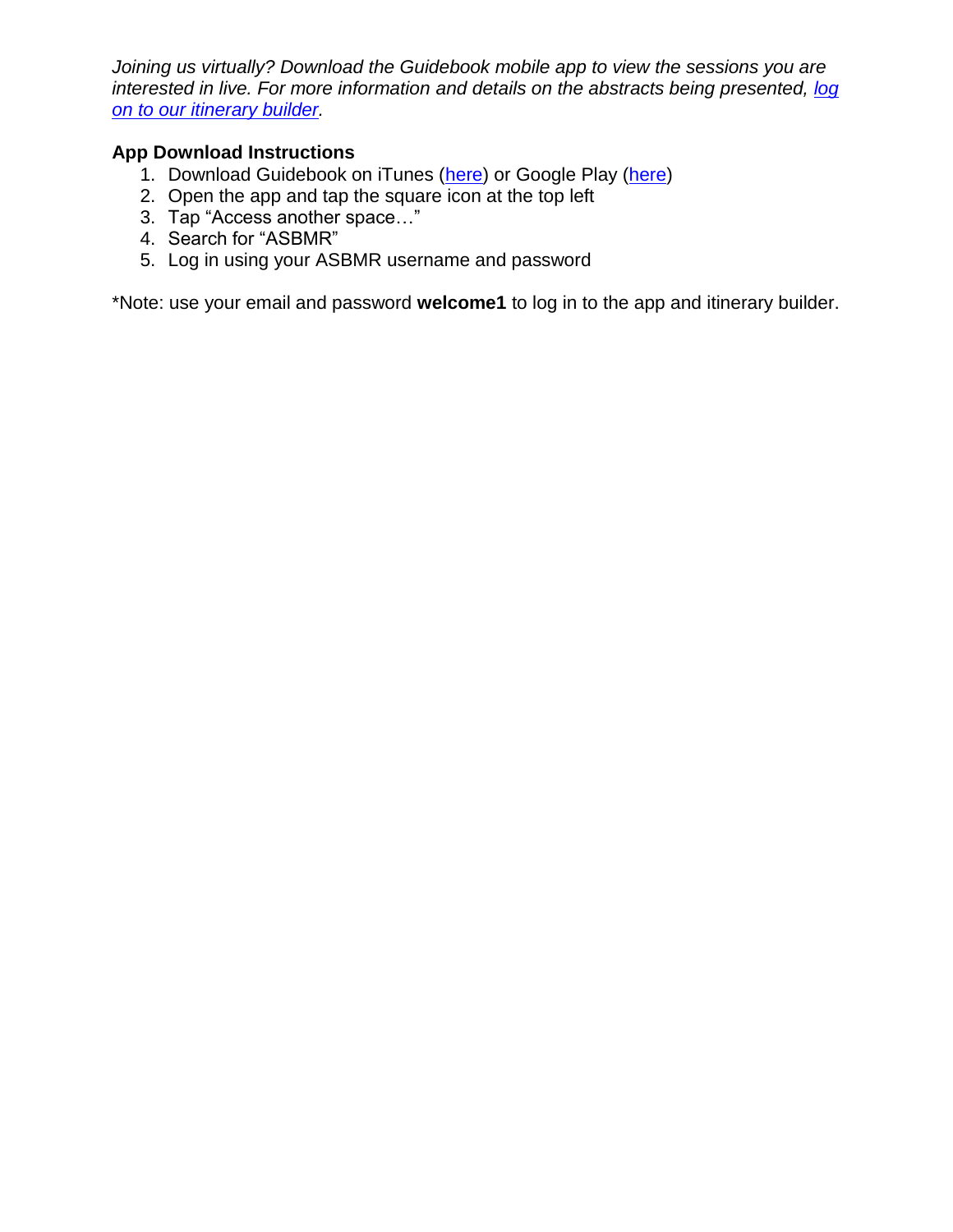*Joining us virtually? Download the Guidebook mobile app to view the sessions you are interested in live. For more information and details on the abstracts being presented, log on to our itinerary builder.*

**App Download Instructions**

1. Download Guidebook on iTunes (here) or Google Play (here)
2. Open the app and tap the square icon at the top left
3. Tap “Access another space…”
4. Search for “ASBMR”
5. Log in using your ASBMR username and password

*Note: use your email and password **welcome1** to log in to the app and itinerary builder.